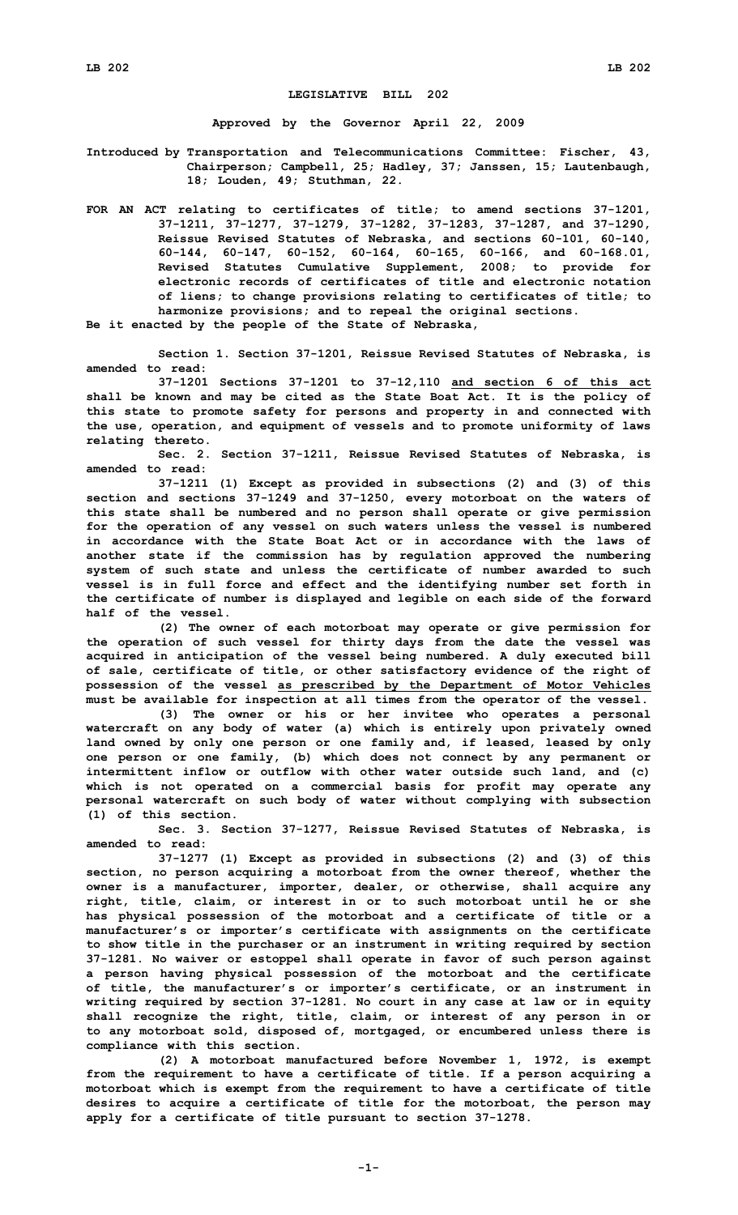# LEGISLATIVE BILL 202

**Approved by the Governor April 22, 2009**

**Introduced by Transportation and Telecommunications Committee: Fischer, 43, Chairperson; Campbell, 25; Hadley, 37; Janssen, 15; Lautenbaugh, 18; Louden, 49; Stuthman, 22.**

**FOR AN ACT relating to certificates of title; to amend sections 37-1201, 37-1211, 37-1277, 37-1279, 37-1282, 37-1283, 37-1287, and 37-1290, Reissue Revised Statutes of Nebraska, and sections 60-101, 60-140, 60-144, 60-147, 60-152, 60-164, 60-165, 60-166, and 60-168.01, Revised Statutes Cumulative Supplement, 2008; to provide for electronic records of certificates of title and electronic notation of liens; to change provisions relating to certificates of title; to harmonize provisions; and to repeal the original sections.**

**Be it enacted by the people of the State of Nebraska,**

**Section 1. Section 37-1201, Reissue Revised Statutes of Nebraska, is amended to read:**

**37-1201 Sections 37-1201 to 37-12,110 <u>and section 6 of this act</u> shall be known and may be cited as the State Boat Act. It is the policy of this state to promote safety for persons and property in and connected with the use, operation, and equipment of vessels and to promote uniformity of laws relating thereto.**

**Sec. 2. Section 37-1211, Reissue Revised Statutes of Nebraska, is amended to read:**

**37-1211 (1) Except as provided in subsections (2) and (3) of this section and sections 37-1249 and 37-1250, every motorboat on the waters of this state shall be numbered and no person shall operate or give permission for the operation of any vessel on such waters unless the vessel is numbered in accordance with the State Boat Act or in accordance with the laws of another state if the commission has by regulation approved the numbering system of such state and unless the certificate of number awarded to such vessel is in full force and effect and the identifying number set forth in the certificate of number is displayed and legible on each side of the forward half of the vessel.**

**(2) The owner of each motorboat may operate or give permission for the operation of such vessel for thirty days from the date the vessel was acquired in anticipation of the vessel being numbered. A duly executed bill of sale, certificate of title, or other satisfactory evidence of the right of possession of the vessel <u>as prescribed by the Department of Motor Vehicles</u> must be available for inspection at all times from the operator of the vessel.**

**(3) The owner or his or her invitee who operates a personal watercraft on any body of water (a) which is entirely upon privately owned land owned by only one person or one family and, if leased, leased by only one person or one family, (b) which does not connect by any permanent or intermittent inflow or outflow with other water outside such land, and (c) which is not operated on a commercial basis for profit may operate any personal watercraft on such body of water without complying with subsection (1) of this section.**

**Sec. 3. Section 37-1277, Reissue Revised Statutes of Nebraska, is amended to read:**

**37-1277 (1) Except as provided in subsections (2) and (3) of this section, no person acquiring a motorboat from the owner thereof, whether the owner is a manufacturer, importer, dealer, or otherwise, shall acquire any right, title, claim, or interest in or to such motorboat until he or she has physical possession of the motorboat and a certificate of title or a manufacturer's or importer's certificate with assignments on the certificate to show title in the purchaser or an instrument in writing required by section 37-1281. No waiver or estoppel shall operate in favor of such person against a person having physical possession of the motorboat and the certificate of title, the manufacturer's or importer's certificate, or an instrument in writing required by section 37-1281. No court in any case at law or in equity shall recognize the right, title, claim, or interest of any person in or to any motorboat sold, disposed of, mortgaged, or encumbered unless there is compliance with this section.**

**(2) A motorboat manufactured before November 1, 1972, is exempt from the requirement to have a certificate of title. If a person acquiring a motorboat which is exempt from the requirement to have a certificate of title desires to acquire a certificate of title for the motorboat, the person may apply for a certificate of title pursuant to section 37-1278.**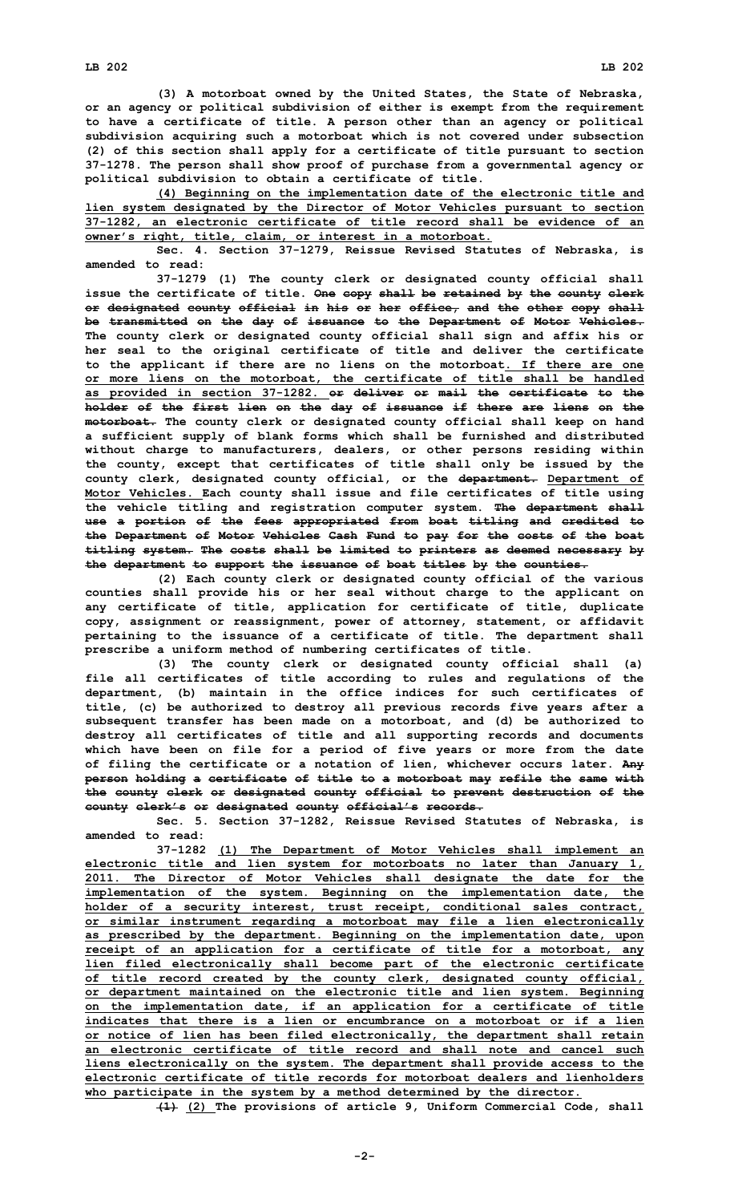(3) A motorboat owned by the United States, the State of Nebraska, or an agency or political subdivision of either is exempt from the requirement to have a certificate of title. A person other than an agency or political subdivision acquiring such a motorboat which is not covered under subsection (2) of this section shall apply for a certificate of title pursuant to section 37-1278. The person shall show proof of purchase from a governmental agency or political subdivision to obtain a certificate of title.

(4) Beginning on the implementation date of the electronic title and lien system designated by the Director of Motor Vehicles pursuant to section 37-1282, an electronic certificate of title record shall be evidence of an owner's right, title, claim, or interest in a motorboat.

Sec. 4. Section 37-1279, Reissue Revised Statutes of Nebraska, is amended to read:

37-1279 (1) The county clerk or designated county official shall issue the certificate of title. ~~One copy shall be retained by the county clerk or designated county official in his or her office, and the other copy shall be transmitted on the day of issuance to the Department of Motor Vehicles.~~ The county clerk or designated county official shall sign and affix his or her seal to the original certificate of title and deliver the certificate to the applicant if there are no liens on the motorboat. If there are one or more liens on the motorboat, the certificate of title shall be handled as provided in section 37-1282. ~~or deliver or mail the certificate to the holder of the first lien on the day of issuance if there are liens on the motorboat.~~ The county clerk or designated county official shall keep on hand a sufficient supply of blank forms which shall be furnished and distributed without charge to manufacturers, dealers, or other persons residing within the county, except that certificates of title shall only be issued by the county clerk, designated county official, or the ~~department.~~ Department of Motor Vehicles. Each county shall issue and file certificates of title using the vehicle titling and registration computer system. ~~The department shall use a portion of the fees appropriated from boat titling and credited to the Department of Motor Vehicles Cash Fund to pay for the costs of the boat titling system. The costs shall be limited to printers as deemed necessary by the department to support the issuance of boat titles by the counties.~~

(2) Each county clerk or designated county official of the various counties shall provide his or her seal without charge to the applicant on any certificate of title, application for certificate of title, duplicate copy, assignment or reassignment, power of attorney, statement, or affidavit pertaining to the issuance of a certificate of title. The department shall prescribe a uniform method of numbering certificates of title.

(3) The county clerk or designated county official shall (a) file all certificates of title according to rules and regulations of the department, (b) maintain in the office indices for such certificates of title, (c) be authorized to destroy all previous records five years after a subsequent transfer has been made on a motorboat, and (d) be authorized to destroy all certificates of title and all supporting records and documents which have been on file for a period of five years or more from the date of filing the certificate or a notation of lien, whichever occurs later. ~~Any person holding a certificate of title to a motorboat may refile the same with the county clerk or designated county official to prevent destruction of the county clerk's or designated county official's records.~~

Sec. 5. Section 37-1282, Reissue Revised Statutes of Nebraska, is amended to read:

37-1282 (1) The Department of Motor Vehicles shall implement an electronic title and lien system for motorboats no later than January 1, 2011. The Director of Motor Vehicles shall designate the date for the implementation of the system. Beginning on the implementation date, the holder of a security interest, trust receipt, conditional sales contract, or similar instrument regarding a motorboat may file a lien electronically as prescribed by the department. Beginning on the implementation date, upon receipt of an application for a certificate of title for a motorboat, any lien filed electronically shall become part of the electronic certificate of title record created by the county clerk, designated county official, or department maintained on the electronic title and lien system. Beginning on the implementation date, if an application for a certificate of title indicates that there is a lien or encumbrance on a motorboat or if a lien or notice of lien has been filed electronically, the department shall retain an electronic certificate of title record and shall note and cancel such liens electronically on the system. The department shall provide access to the electronic certificate of title records for motorboat dealers and lienholders who participate in the system by a method determined by the director.

~~(1)~~ (2) The provisions of article 9, Uniform Commercial Code, shall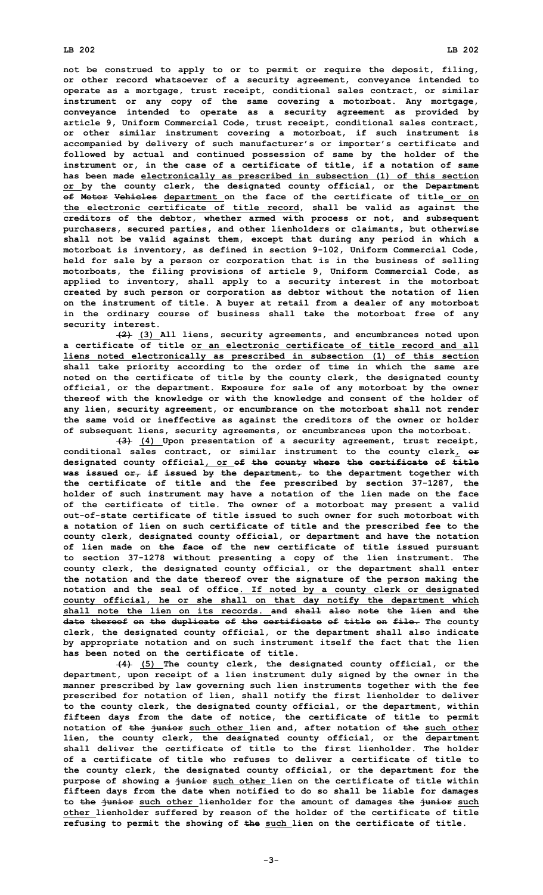not be construed to apply to or to permit or require the deposit, filing, or other record whatsoever of a security agreement, conveyance intended to operate as a mortgage, trust receipt, conditional sales contract, or similar instrument or any copy of the same covering a motorboat. Any mortgage, conveyance intended to operate as a security agreement as provided by article 9, Uniform Commercial Code, trust receipt, conditional sales contract, or other similar instrument covering a motorboat, if such instrument is accompanied by delivery of such manufacturer's or importer's certificate and followed by actual and continued possession of same by the holder of the instrument or, in the case of a certificate of title, if a notation of same has been made electronically as prescribed in subsection (1) of this section or by the county clerk, the designated county official, or the ~~Department of Motor Vehicles~~ department on the face of the certificate of title or on the electronic certificate of title record, shall be valid as against the creditors of the debtor, whether armed with process or not, and subsequent purchasers, secured parties, and other lienholders or claimants, but otherwise shall not be valid against them, except that during any period in which a motorboat is inventory, as defined in section 9-102, Uniform Commercial Code, held for sale by a person or corporation that is in the business of selling motorboats, the filing provisions of article 9, Uniform Commercial Code, as applied to inventory, shall apply to a security interest in the motorboat created by such person or corporation as debtor without the notation of lien on the instrument of title. A buyer at retail from a dealer of any motorboat in the ordinary course of business shall take the motorboat free of any security interest.

~~(2)~~ (3) All liens, security agreements, and encumbrances noted upon a certificate of title or an electronic certificate of title record and all liens noted electronically as prescribed in subsection (1) of this section shall take priority according to the order of time in which the same are noted on the certificate of title by the county clerk, the designated county official, or the department. Exposure for sale of any motorboat by the owner thereof with the knowledge or with the knowledge and consent of the holder of any lien, security agreement, or encumbrance on the motorboat shall not render the same void or ineffective as against the creditors of the owner or holder of subsequent liens, security agreements, or encumbrances upon the motorboat.

~~(3)~~ (4) Upon presentation of a security agreement, trust receipt, conditional sales contract, or similar instrument to the county clerk, ~~or~~ designated county official, or ~~of the county where the certificate of title was issued or, if issued by the department, to the~~ department together with the certificate of title and the fee prescribed by section 37-1287, the holder of such instrument may have a notation of the lien made on the face of the certificate of title. The owner of a motorboat may present a valid out-of-state certificate of title issued to such owner for such motorboat with a notation of lien on such certificate of title and the prescribed fee to the county clerk, designated county official, or department and have the notation of lien made on ~~the face of~~ the new certificate of title issued pursuant to section 37-1278 without presenting a copy of the lien instrument. The county clerk, the designated county official, or the department shall enter the notation and the date thereof over the signature of the person making the notation and the seal of office. If noted by a county clerk or designated county official, he or she shall on that day notify the department which shall note the lien on its records. ~~and shall also note the lien and the date thereof on the duplicate of the certificate of title on file.~~ The county clerk, the designated county official, or the department shall also indicate by appropriate notation and on such instrument itself the fact that the lien has been noted on the certificate of title.

~~(4)~~ (5) The county clerk, the designated county official, or the department, upon receipt of a lien instrument duly signed by the owner in the manner prescribed by law governing such lien instruments together with the fee prescribed for notation of lien, shall notify the first lienholder to deliver to the county clerk, the designated county official, or the department, within fifteen days from the date of notice, the certificate of title to permit notation of ~~the junior~~ such other lien and, after notation of ~~the~~ such other lien, the county clerk, the designated county official, or the department shall deliver the certificate of title to the first lienholder. The holder of a certificate of title who refuses to deliver a certificate of title to the county clerk, the designated county official, or the department for the purpose of showing ~~a junior~~ such other lien on the certificate of title within fifteen days from the date when notified to do so shall be liable for damages to ~~the junior~~ such other lienholder for the amount of damages ~~the junior~~ such other lienholder suffered by reason of the holder of the certificate of title refusing to permit the showing of ~~the~~ such lien on the certificate of title.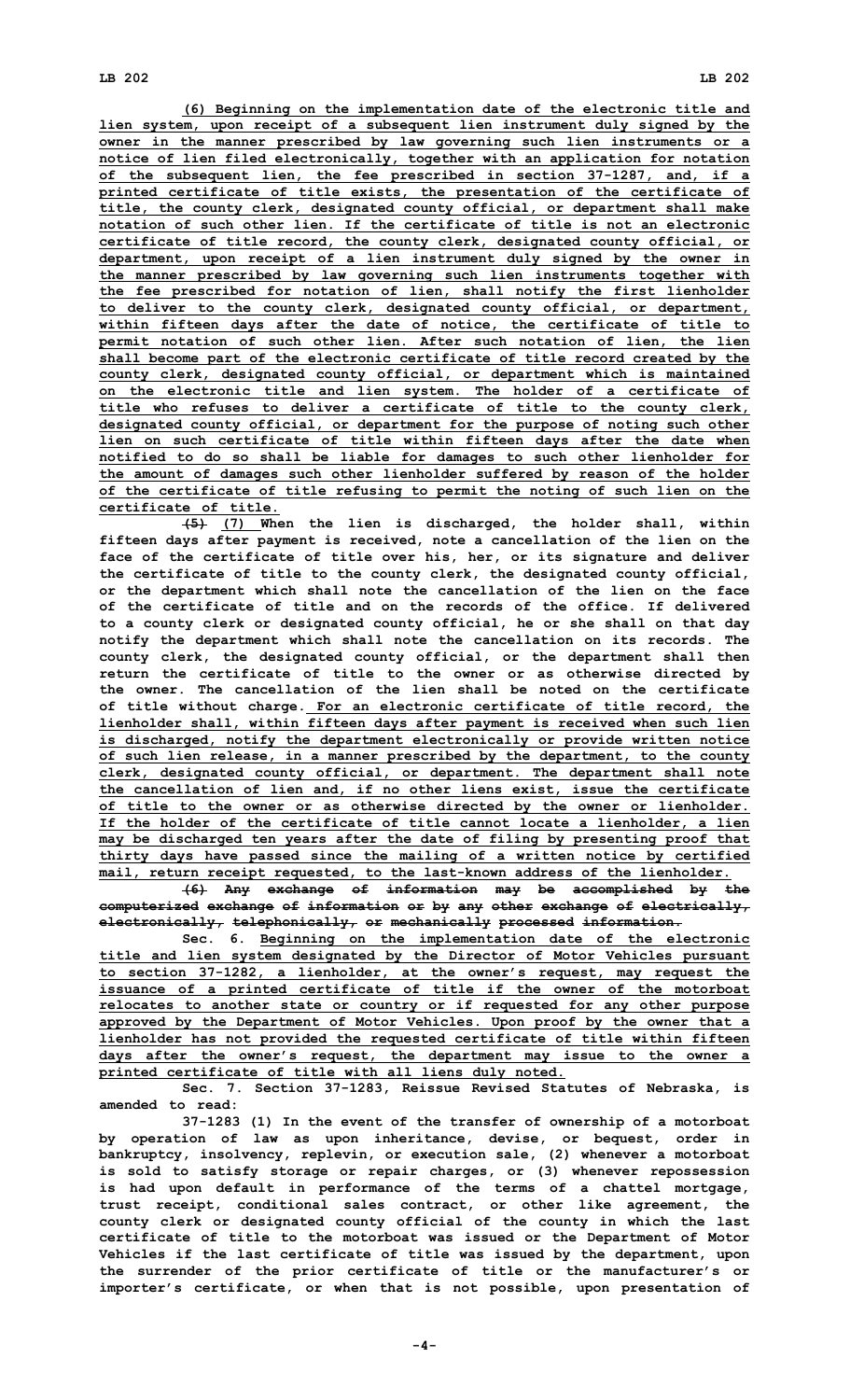(6) Beginning on the implementation date of the electronic title and lien system, upon receipt of a subsequent lien instrument duly signed by the owner in the manner prescribed by law governing such lien instruments or a notice of lien filed electronically, together with an application for notation of the subsequent lien, the fee prescribed in section 37-1287, and, if a printed certificate of title exists, the presentation of the certificate of title, the county clerk, designated county official, or department shall make notation of such other lien. If the certificate of title is not an electronic certificate of title record, the county clerk, designated county official, or department, upon receipt of a lien instrument duly signed by the owner in the manner prescribed by law governing such lien instruments together with the fee prescribed for notation of lien, shall notify the first lienholder to deliver to the county clerk, designated county official, or department, within fifteen days after the date of notice, the certificate of title to permit notation of such other lien. After such notation of lien, the lien shall become part of the electronic certificate of title record created by the county clerk, designated county official, or department which is maintained on the electronic title and lien system. The holder of a certificate of title who refuses to deliver a certificate of title to the county clerk, designated county official, or department for the purpose of noting such other lien on such certificate of title within fifteen days after the date when notified to do so shall be liable for damages to such other lienholder for the amount of damages such other lienholder suffered by reason of the holder of the certificate of title refusing to permit the noting of such lien on the certificate of title.

~~(5)~~ (7) When the lien is discharged, the holder shall, within fifteen days after payment is received, note a cancellation of the lien on the face of the certificate of title over his, her, or its signature and deliver the certificate of title to the county clerk, the designated county official, or the department which shall note the cancellation of the lien on the face of the certificate of title and on the records of the office. If delivered to a county clerk or designated county official, he or she shall on that day notify the department which shall note the cancellation on its records. The county clerk, the designated county official, or the department shall then return the certificate of title to the owner or as otherwise directed by the owner. The cancellation of the lien shall be noted on the certificate of title without charge. For an electronic certificate of title record, the lienholder shall, within fifteen days after payment is received when such lien is discharged, notify the department electronically or provide written notice of such lien release, in a manner prescribed by the department, to the county clerk, designated county official, or department. The department shall note the cancellation of lien and, if no other liens exist, issue the certificate of title to the owner or as otherwise directed by the owner or lienholder. If the holder of the certificate of title cannot locate a lienholder, a lien may be discharged ten years after the date of filing by presenting proof that thirty days have passed since the mailing of a written notice by certified mail, return receipt requested, to the last-known address of the lienholder.

~~(6) Any exchange of information may be accomplished by the computerized exchange of information or by any other exchange of electrically, electronically, telephonically, or mechanically processed information.~~

Sec. 6. Beginning on the implementation date of the electronic title and lien system designated by the Director of Motor Vehicles pursuant to section 37-1282, a lienholder, at the owner's request, may request the issuance of a printed certificate of title if the owner of the motorboat relocates to another state or country or if requested for any other purpose approved by the Department of Motor Vehicles. Upon proof by the owner that a lienholder has not provided the requested certificate of title within fifteen days after the owner's request, the department may issue to the owner a printed certificate of title with all liens duly noted.

Sec. 7. Section 37-1283, Reissue Revised Statutes of Nebraska, is amended to read:

37-1283 (1) In the event of the transfer of ownership of a motorboat by operation of law as upon inheritance, devise, or bequest, order in bankruptcy, insolvency, replevin, or execution sale, (2) whenever a motorboat is sold to satisfy storage or repair charges, or (3) whenever repossession is had upon default in performance of the terms of a chattel mortgage, trust receipt, conditional sales contract, or other like agreement, the county clerk or designated county official of the county in which the last certificate of title to the motorboat was issued or the Department of Motor Vehicles if the last certificate of title was issued by the department, upon the surrender of the prior certificate of title or the manufacturer's or importer's certificate, or when that is not possible, upon presentation of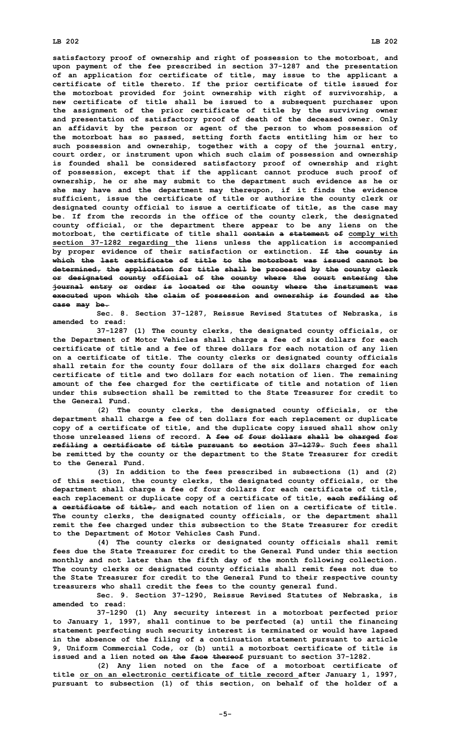satisfactory proof of ownership and right of possession to the motorboat, and upon payment of the fee prescribed in section 37-1287 and the presentation of an application for certificate of title, may issue to the applicant a certificate of title thereto. If the prior certificate of title issued for the motorboat provided for joint ownership with right of survivorship, a new certificate of title shall be issued to a subsequent purchaser upon the assignment of the prior certificate of title by the surviving owner and presentation of satisfactory proof of death of the deceased owner. Only an affidavit by the person or agent of the person to whom possession of the motorboat has so passed, setting forth facts entitling him or her to such possession and ownership, together with a copy of the journal entry, court order, or instrument upon which such claim of possession and ownership is founded shall be considered satisfactory proof of ownership and right of possession, except that if the applicant cannot produce such proof of ownership, he or she may submit to the department such evidence as he or she may have and the department may thereupon, if it finds the evidence sufficient, issue the certificate of title or authorize the county clerk or designated county official to issue a certificate of title, as the case may be. If from the records in the office of the county clerk, the designated county official, or the department there appear to be any liens on the motorboat, the certificate of title shall ~~contain a statement of~~ comply with section 37-1282 regarding the liens unless the application is accompanied by proper evidence of their satisfaction or extinction. ~~If the county in which the last certificate of title to the motorboat was issued cannot be determined, the application for title shall be processed by the county clerk or designated county official of the county where the court entering the journal entry or order is located or the county where the instrument was executed upon which the claim of possession and ownership is founded as the case may be.~~

Sec. 8. Section 37-1287, Reissue Revised Statutes of Nebraska, is amended to read:

37-1287 (1) The county clerks, the designated county officials, or the Department of Motor Vehicles shall charge a fee of six dollars for each certificate of title and a fee of three dollars for each notation of any lien on a certificate of title. The county clerks or designated county officials shall retain for the county four dollars of the six dollars charged for each certificate of title and two dollars for each notation of lien. The remaining amount of the fee charged for the certificate of title and notation of lien under this subsection shall be remitted to the State Treasurer for credit to the General Fund.

(2) The county clerks, the designated county officials, or the department shall charge a fee of ten dollars for each replacement or duplicate copy of a certificate of title, and the duplicate copy issued shall show only those unreleased liens of record. ~~A fee of four dollars shall be charged for refiling a certificate of title pursuant to section 37-1279.~~ Such fees shall be remitted by the county or the department to the State Treasurer for credit to the General Fund.

(3) In addition to the fees prescribed in subsections (1) and (2) of this section, the county clerks, the designated county officials, or the department shall charge a fee of four dollars for each certificate of title, each replacement or duplicate copy of a certificate of title, ~~each refiling of a certificate of title,~~ and each notation of lien on a certificate of title. The county clerks, the designated county officials, or the department shall remit the fee charged under this subsection to the State Treasurer for credit to the Department of Motor Vehicles Cash Fund.

(4) The county clerks or designated county officials shall remit fees due the State Treasurer for credit to the General Fund under this section monthly and not later than the fifth day of the month following collection. The county clerks or designated county officials shall remit fees not due to the State Treasurer for credit to the General Fund to their respective county treasurers who shall credit the fees to the county general fund.

Sec. 9. Section 37-1290, Reissue Revised Statutes of Nebraska, is amended to read:

37-1290 (1) Any security interest in a motorboat perfected prior to January 1, 1997, shall continue to be perfected (a) until the financing statement perfecting such security interest is terminated or would have lapsed in the absence of the filing of a continuation statement pursuant to article 9, Uniform Commercial Code, or (b) until a motorboat certificate of title is issued and a lien noted ~~on the face thereof~~ pursuant to section 37-1282.

(2) Any lien noted on the face of a motorboat certificate of title or on an electronic certificate of title record after January 1, 1997, pursuant to subsection (1) of this section, on behalf of the holder of a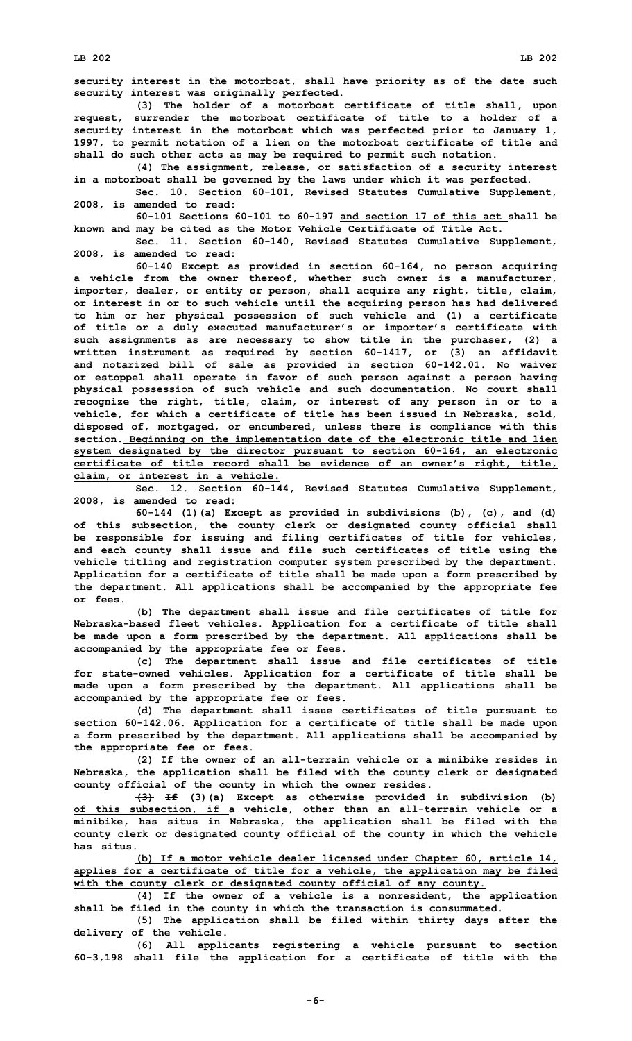**security interest in the motorboat, shall have priority as of the date such security interest was originally perfected.**

**(3) The holder of a motorboat certificate of title shall, upon request, surrender the motorboat certificate of title to a holder of a security interest in the motorboat which was perfected prior to January 1, 1997, to permit notation of a lien on the motorboat certificate of title and shall do such other acts as may be required to permit such notation.**

**(4) The assignment, release, or satisfaction of a security interest in a motorboat shall be governed by the laws under which it was perfected.**

**Sec. 10. Section 60-101, Revised Statutes Cumulative Supplement, 2008, is amended to read:**

**60-101 Sections 60-101 to 60-197 and section 17 of this act shall be known and may be cited as the Motor Vehicle Certificate of Title Act.**

**Sec. 11. Section 60-140, Revised Statutes Cumulative Supplement, 2008, is amended to read:**

**60-140 Except as provided in section 60-164, no person acquiring a vehicle from the owner thereof, whether such owner is a manufacturer, importer, dealer, or entity or person, shall acquire any right, title, claim, or interest in or to such vehicle until the acquiring person has had delivered to him or her physical possession of such vehicle and (1) a certificate of title or a duly executed manufacturer's or importer's certificate with such assignments as are necessary to show title in the purchaser, (2) a written instrument as required by section 60-1417, or (3) an affidavit and notarized bill of sale as provided in section 60-142.01. No waiver or estoppel shall operate in favor of such person against a person having physical possession of such vehicle and such documentation. No court shall recognize the right, title, claim, or interest of any person in or to a vehicle, for which a certificate of title has been issued in Nebraska, sold, disposed of, mortgaged, or encumbered, unless there is compliance with this section. Beginning on the implementation date of the electronic title and lien system designated by the director pursuant to section 60-164, an electronic certificate of title record shall be evidence of an owner's right, title, claim, or interest in a vehicle.**

**Sec. 12. Section 60-144, Revised Statutes Cumulative Supplement, 2008, is amended to read:**

**60-144 (1)(a) Except as provided in subdivisions (b), (c), and (d) of this subsection, the county clerk or designated county official shall be responsible for issuing and filing certificates of title for vehicles, and each county shall issue and file such certificates of title using the vehicle titling and registration computer system prescribed by the department. Application for a certificate of title shall be made upon a form prescribed by the department. All applications shall be accompanied by the appropriate fee or fees.**

**(b) The department shall issue and file certificates of title for Nebraska-based fleet vehicles. Application for a certificate of title shall be made upon a form prescribed by the department. All applications shall be accompanied by the appropriate fee or fees.**

**(c) The department shall issue and file certificates of title for state-owned vehicles. Application for a certificate of title shall be made upon a form prescribed by the department. All applications shall be accompanied by the appropriate fee or fees.**

**(d) The department shall issue certificates of title pursuant to section 60-142.06. Application for a certificate of title shall be made upon a form prescribed by the department. All applications shall be accompanied by the appropriate fee or fees.**

**(2) If the owner of an all-terrain vehicle or a minibike resides in Nebraska, the application shall be filed with the county clerk or designated county official of the county in which the owner resides.**

**~~(3) If~~ (3)(a) Except as otherwise provided in subdivision (b) of this subsection, if a vehicle, other than an all-terrain vehicle or a minibike, has situs in Nebraska, the application shall be filed with the county clerk or designated county official of the county in which the vehicle has situs.**

**(b) If a motor vehicle dealer licensed under Chapter 60, article 14, applies for a certificate of title for a vehicle, the application may be filed with the county clerk or designated county official of any county.**

**(4) If the owner of a vehicle is a nonresident, the application shall be filed in the county in which the transaction is consummated.**

**(5) The application shall be filed within thirty days after the delivery of the vehicle.**

**(6) All applicants registering a vehicle pursuant to section 60-3,198 shall file the application for a certificate of title with the**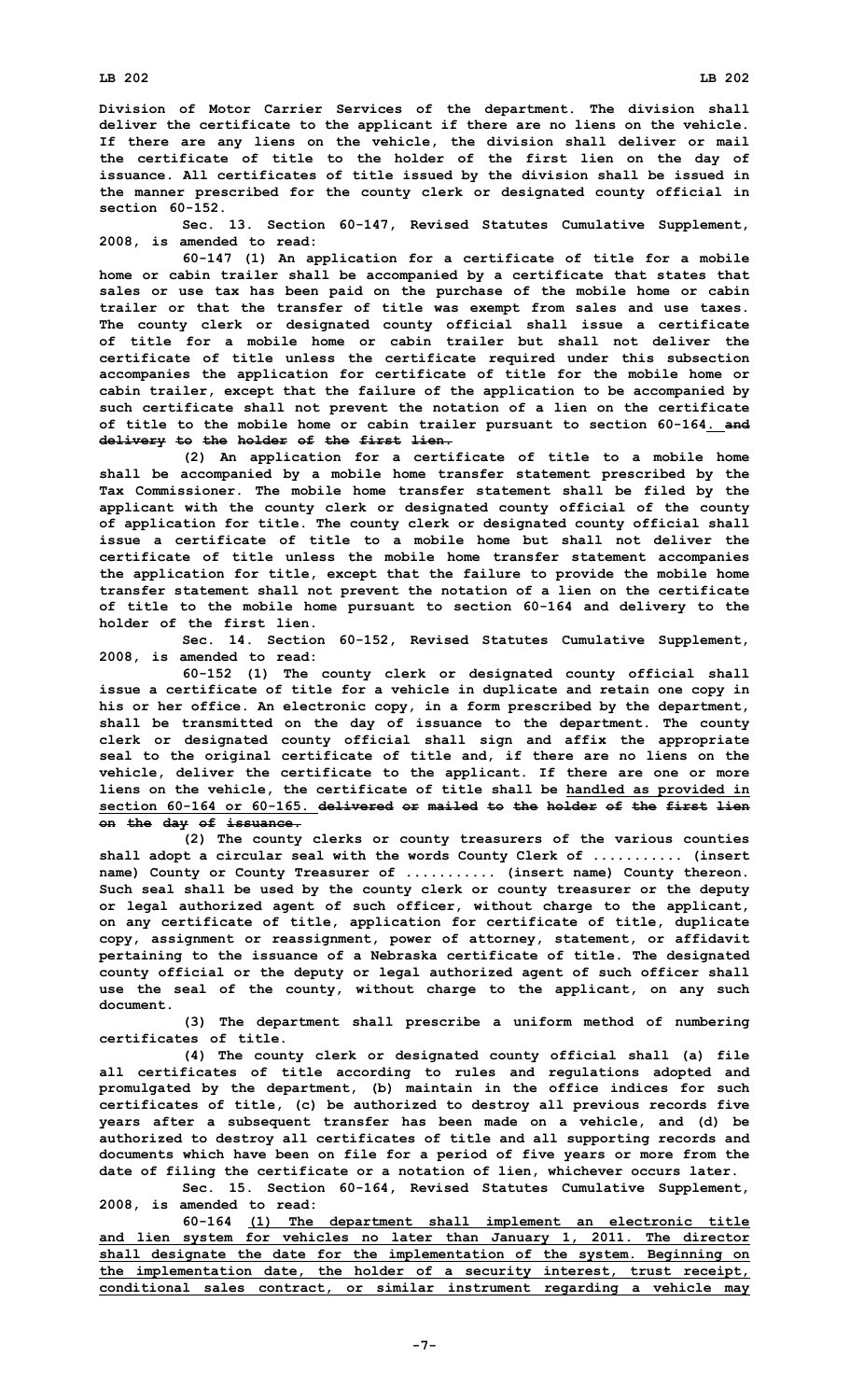Division of Motor Carrier Services of the department. The division shall deliver the certificate to the applicant if there are no liens on the vehicle. If there are any liens on the vehicle, the division shall deliver or mail the certificate of title to the holder of the first lien on the day of issuance. All certificates of title issued by the division shall be issued in the manner prescribed for the county clerk or designated county official in section 60-152.

Sec. 13. Section 60-147, Revised Statutes Cumulative Supplement, 2008, is amended to read:

60-147 (1) An application for a certificate of title for a mobile home or cabin trailer shall be accompanied by a certificate that states that sales or use tax has been paid on the purchase of the mobile home or cabin trailer or that the transfer of title was exempt from sales and use taxes. The county clerk or designated county official shall issue a certificate of title for a mobile home or cabin trailer but shall not deliver the certificate of title unless the certificate required under this subsection accompanies the application for certificate of title for the mobile home or cabin trailer, except that the failure of the application to be accompanied by such certificate shall not prevent the notation of a lien on the certificate of title to the mobile home or cabin trailer pursuant to section 60-164. ~~and delivery to the holder of the first lien.~~

(2) An application for a certificate of title to a mobile home shall be accompanied by a mobile home transfer statement prescribed by the Tax Commissioner. The mobile home transfer statement shall be filed by the applicant with the county clerk or designated county official of the county of application for title. The county clerk or designated county official shall issue a certificate of title to a mobile home but shall not deliver the certificate of title unless the mobile home transfer statement accompanies the application for title, except that the failure to provide the mobile home transfer statement shall not prevent the notation of a lien on the certificate of title to the mobile home pursuant to section 60-164 and delivery to the holder of the first lien.

Sec. 14. Section 60-152, Revised Statutes Cumulative Supplement, 2008, is amended to read:

60-152 (1) The county clerk or designated county official shall issue a certificate of title for a vehicle in duplicate and retain one copy in his or her office. An electronic copy, in a form prescribed by the department, shall be transmitted on the day of issuance to the department. The county clerk or designated county official shall sign and affix the appropriate seal to the original certificate of title and, if there are no liens on the vehicle, deliver the certificate to the applicant. If there are one or more liens on the vehicle, the certificate of title shall be <u>handled as provided in section 60-164 or 60-165.</u> ~~delivered or mailed to the holder of the first lien on the day of issuance.~~

(2) The county clerks or county treasurers of the various counties shall adopt a circular seal with the words County Clerk of ........... (insert name) County or County Treasurer of ........... (insert name) County thereon. Such seal shall be used by the county clerk or county treasurer or the deputy or legal authorized agent of such officer, without charge to the applicant, on any certificate of title, application for certificate of title, duplicate copy, assignment or reassignment, power of attorney, statement, or affidavit pertaining to the issuance of a Nebraska certificate of title. The designated county official or the deputy or legal authorized agent of such officer shall use the seal of the county, without charge to the applicant, on any such document.

(3) The department shall prescribe a uniform method of numbering certificates of title.

(4) The county clerk or designated county official shall (a) file all certificates of title according to rules and regulations adopted and promulgated by the department, (b) maintain in the office indices for such certificates of title, (c) be authorized to destroy all previous records five years after a subsequent transfer has been made on a vehicle, and (d) be authorized to destroy all certificates of title and all supporting records and documents which have been on file for a period of five years or more from the date of filing the certificate or a notation of lien, whichever occurs later.

Sec. 15. Section 60-164, Revised Statutes Cumulative Supplement, 2008, is amended to read:

60-164 <u>(1) The department shall implement an electronic title and lien system for vehicles no later than January 1, 2011. The director shall designate the date for the implementation of the system. Beginning on the implementation date, the holder of a security interest, trust receipt, conditional sales contract, or similar instrument regarding a vehicle may</u>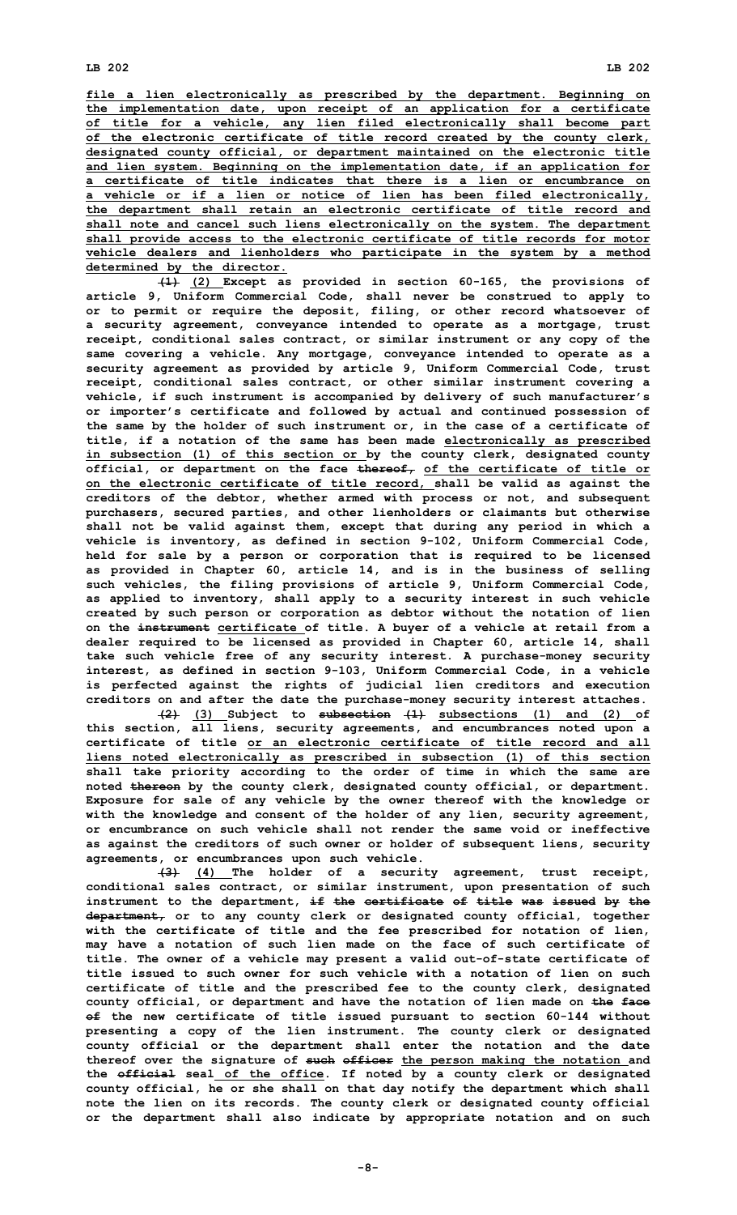file a lien electronically as prescribed by the department. Beginning on the implementation date, upon receipt of an application for a certificate of title for a vehicle, any lien filed electronically shall become part of the electronic certificate of title record created by the county clerk, designated county official, or department maintained on the electronic title and lien system. Beginning on the implementation date, if an application for a certificate of title indicates that there is a lien or encumbrance on a vehicle or if a lien or notice of lien has been filed electronically, the department shall retain an electronic certificate of title record and shall note and cancel such liens electronically on the system. The department shall provide access to the electronic certificate of title records for motor vehicle dealers and lienholders who participate in the system by a method determined by the director.

~~(1)~~ (2) Except as provided in section 60-165, the provisions of article 9, Uniform Commercial Code, shall never be construed to apply to or to permit or require the deposit, filing, or other record whatsoever of a security agreement, conveyance intended to operate as a mortgage, trust receipt, conditional sales contract, or similar instrument or any copy of the same covering a vehicle. Any mortgage, conveyance intended to operate as a security agreement as provided by article 9, Uniform Commercial Code, trust receipt, conditional sales contract, or other similar instrument covering a vehicle, if such instrument is accompanied by delivery of such manufacturer's or importer's certificate and followed by actual and continued possession of the same by the holder of such instrument or, in the case of a certificate of title, if a notation of the same has been made electronically as prescribed in subsection (1) of this section or by the county clerk, designated county official, or department on the face ~~thereof,~~ of the certificate of title or on the electronic certificate of title record, shall be valid as against the creditors of the debtor, whether armed with process or not, and subsequent purchasers, secured parties, and other lienholders or claimants but otherwise shall not be valid against them, except that during any period in which a vehicle is inventory, as defined in section 9-102, Uniform Commercial Code, held for sale by a person or corporation that is required to be licensed as provided in Chapter 60, article 14, and is in the business of selling such vehicles, the filing provisions of article 9, Uniform Commercial Code, as applied to inventory, shall apply to a security interest in such vehicle created by such person or corporation as debtor without the notation of lien on the ~~instrument~~ certificate of title. A buyer of a vehicle at retail from a dealer required to be licensed as provided in Chapter 60, article 14, shall take such vehicle free of any security interest. A purchase-money security interest, as defined in section 9-103, Uniform Commercial Code, in a vehicle is perfected against the rights of judicial lien creditors and execution creditors on and after the date the purchase-money security interest attaches.

~~(2)~~ (3) Subject to ~~subsection (1)~~ subsections (1) and (2) of this section, all liens, security agreements, and encumbrances noted upon a certificate of title or an electronic certificate of title record and all liens noted electronically as prescribed in subsection (1) of this section shall take priority according to the order of time in which the same are noted ~~thereon~~ by the county clerk, designated county official, or department. Exposure for sale of any vehicle by the owner thereof with the knowledge or with the knowledge and consent of the holder of any lien, security agreement, or encumbrance on such vehicle shall not render the same void or ineffective as against the creditors of such owner or holder of subsequent liens, security agreements, or encumbrances upon such vehicle.

~~(3)~~ (4) The holder of a security agreement, trust receipt, conditional sales contract, or similar instrument, upon presentation of such instrument to the department, ~~if the certificate of title was issued by the department,~~ or to any county clerk or designated county official, together with the certificate of title and the fee prescribed for notation of lien, may have a notation of such lien made on the face of such certificate of title. The owner of a vehicle may present a valid out-of-state certificate of title issued to such owner for such vehicle with a notation of lien on such certificate of title and the prescribed fee to the county clerk, designated county official, or department and have the notation of lien made on ~~the face of~~ the new certificate of title issued pursuant to section 60-144 without presenting a copy of the lien instrument. The county clerk or designated county official or the department shall enter the notation and the date thereof over the signature of ~~such officer~~ the person making the notation and the ~~official~~ seal of the office. If noted by a county clerk or designated county official, he or she shall on that day notify the department which shall note the lien on its records. The county clerk or designated county official or the department shall also indicate by appropriate notation and on such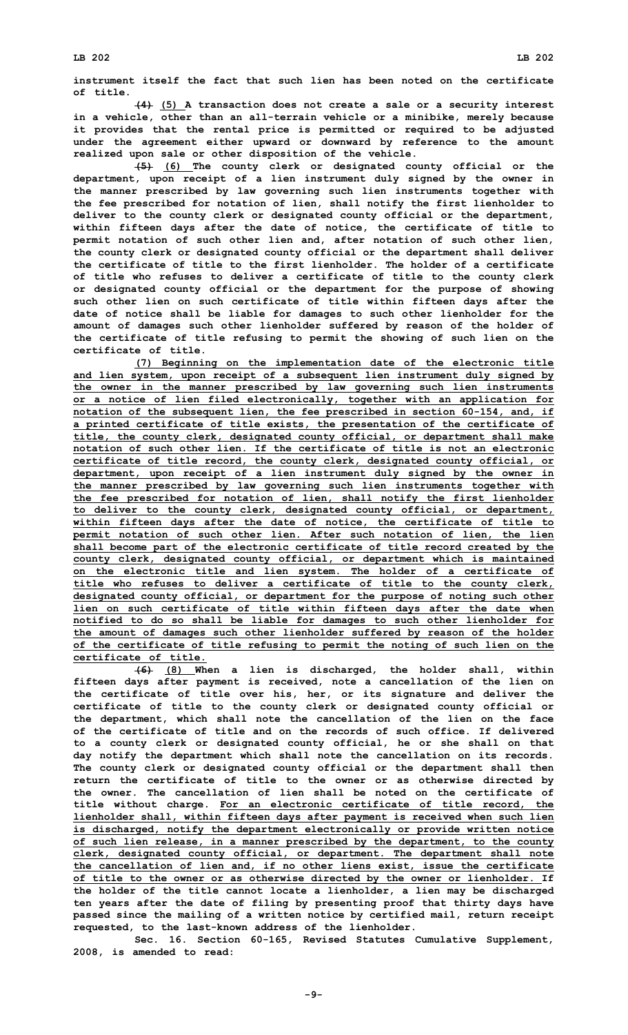instrument itself the fact that such lien has been noted on the certificate of title.

~~(4)~~ (5) A transaction does not create a sale or a security interest in a vehicle, other than an all-terrain vehicle or a minibike, merely because it provides that the rental price is permitted or required to be adjusted under the agreement either upward or downward by reference to the amount realized upon sale or other disposition of the vehicle.

~~(5)~~ (6) The county clerk or designated county official or the department, upon receipt of a lien instrument duly signed by the owner in the manner prescribed by law governing such lien instruments together with the fee prescribed for notation of lien, shall notify the first lienholder to deliver to the county clerk or designated county official or the department, within fifteen days after the date of notice, the certificate of title to permit notation of such other lien and, after notation of such other lien, the county clerk or designated county official or the department shall deliver the certificate of title to the first lienholder. The holder of a certificate of title who refuses to deliver a certificate of title to the county clerk or designated county official or the department for the purpose of showing such other lien on such certificate of title within fifteen days after the date of notice shall be liable for damages to such other lienholder for the amount of damages such other lienholder suffered by reason of the holder of the certificate of title refusing to permit the showing of such lien on the certificate of title.

(7) Beginning on the implementation date of the electronic title and lien system, upon receipt of a subsequent lien instrument duly signed by the owner in the manner prescribed by law governing such lien instruments or a notice of lien filed electronically, together with an application for notation of the subsequent lien, the fee prescribed in section 60-154, and, if a printed certificate of title exists, the presentation of the certificate of title, the county clerk, designated county official, or department shall make notation of such other lien. If the certificate of title is not an electronic certificate of title record, the county clerk, designated county official, or department, upon receipt of a lien instrument duly signed by the owner in the manner prescribed by law governing such lien instruments together with the fee prescribed for notation of lien, shall notify the first lienholder to deliver to the county clerk, designated county official, or department, within fifteen days after the date of notice, the certificate of title to permit notation of such other lien. After such notation of lien, the lien shall become part of the electronic certificate of title record created by the county clerk, designated county official, or department which is maintained on the electronic title and lien system. The holder of a certificate of title who refuses to deliver a certificate of title to the county clerk, designated county official, or department for the purpose of noting such other lien on such certificate of title within fifteen days after the date when notified to do so shall be liable for damages to such other lienholder for the amount of damages such other lienholder suffered by reason of the holder of the certificate of title refusing to permit the noting of such lien on the certificate of title.

~~(6)~~ (8) When a lien is discharged, the holder shall, within fifteen days after payment is received, note a cancellation of the lien on the certificate of title over his, her, or its signature and deliver the certificate of title to the county clerk or designated county official or the department, which shall note the cancellation of the lien on the face of the certificate of title and on the records of such office. If delivered to a county clerk or designated county official, he or she shall on that day notify the department which shall note the cancellation on its records. The county clerk or designated county official or the department shall then return the certificate of title to the owner or as otherwise directed by the owner. The cancellation of lien shall be noted on the certificate of title without charge. For an electronic certificate of title record, the lienholder shall, within fifteen days after payment is received when such lien is discharged, notify the department electronically or provide written notice of such lien release, in a manner prescribed by the department, to the county clerk, designated county official, or department. The department shall note the cancellation of lien and, if no other liens exist, issue the certificate of title to the owner or as otherwise directed by the owner or lienholder. If the holder of the title cannot locate a lienholder, a lien may be discharged ten years after the date of filing by presenting proof that thirty days have passed since the mailing of a written notice by certified mail, return receipt requested, to the last-known address of the lienholder.

Sec. 16. Section 60-165, Revised Statutes Cumulative Supplement, 2008, is amended to read: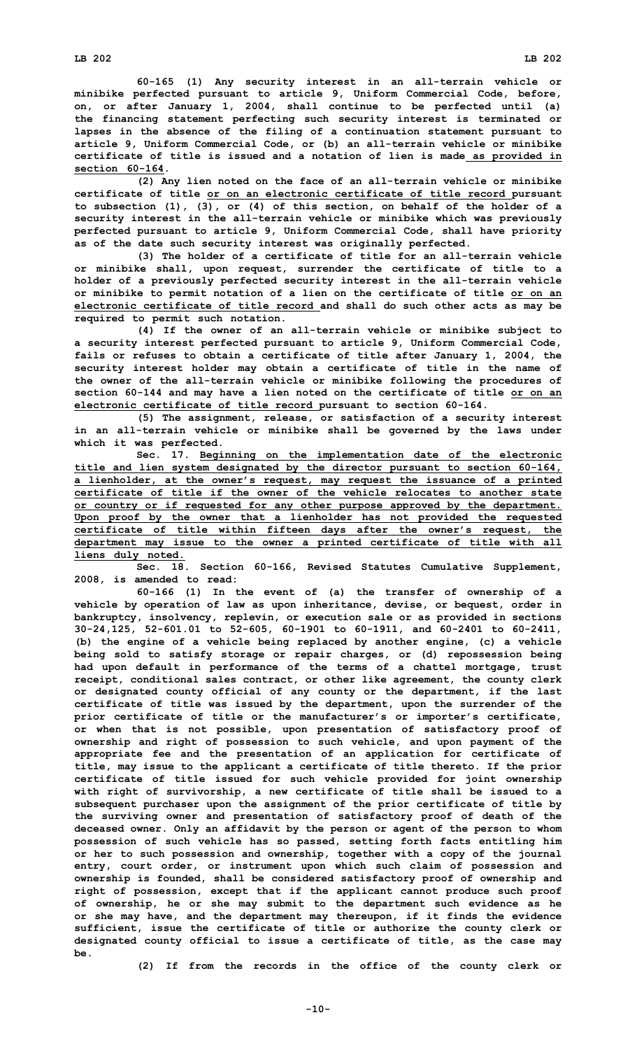60-165 (1) Any security interest in an all-terrain vehicle or minibike perfected pursuant to article 9, Uniform Commercial Code, before, on, or after January 1, 2004, shall continue to be perfected until (a) the financing statement perfecting such security interest is terminated or lapses in the absence of the filing of a continuation statement pursuant to article 9, Uniform Commercial Code, or (b) an all-terrain vehicle or minibike certificate of title is issued and a notation of lien is made as provided in section 60-164.

(2) Any lien noted on the face of an all-terrain vehicle or minibike certificate of title or on an electronic certificate of title record pursuant to subsection (1), (3), or (4) of this section, on behalf of the holder of a security interest in the all-terrain vehicle or minibike which was previously perfected pursuant to article 9, Uniform Commercial Code, shall have priority as of the date such security interest was originally perfected.

(3) The holder of a certificate of title for an all-terrain vehicle or minibike shall, upon request, surrender the certificate of title to a holder of a previously perfected security interest in the all-terrain vehicle or minibike to permit notation of a lien on the certificate of title or on an electronic certificate of title record and shall do such other acts as may be required to permit such notation.

(4) If the owner of an all-terrain vehicle or minibike subject to a security interest perfected pursuant to article 9, Uniform Commercial Code, fails or refuses to obtain a certificate of title after January 1, 2004, the security interest holder may obtain a certificate of title in the name of the owner of the all-terrain vehicle or minibike following the procedures of section 60-144 and may have a lien noted on the certificate of title or on an electronic certificate of title record pursuant to section 60-164.

(5) The assignment, release, or satisfaction of a security interest in an all-terrain vehicle or minibike shall be governed by the laws under which it was perfected.

Sec. 17. Beginning on the implementation date of the electronic title and lien system designated by the director pursuant to section 60-164, a lienholder, at the owner's request, may request the issuance of a printed certificate of title if the owner of the vehicle relocates to another state or country or if requested for any other purpose approved by the department. Upon proof by the owner that a lienholder has not provided the requested certificate of title within fifteen days after the owner's request, the department may issue to the owner a printed certificate of title with all liens duly noted.

Sec. 18. Section 60-166, Revised Statutes Cumulative Supplement, 2008, is amended to read:

60-166 (1) In the event of (a) the transfer of ownership of a vehicle by operation of law as upon inheritance, devise, or bequest, order in bankruptcy, insolvency, replevin, or execution sale or as provided in sections 30-24,125, 52-601.01 to 52-605, 60-1901 to 60-1911, and 60-2401 to 60-2411, (b) the engine of a vehicle being replaced by another engine, (c) a vehicle being sold to satisfy storage or repair charges, or (d) repossession being had upon default in performance of the terms of a chattel mortgage, trust receipt, conditional sales contract, or other like agreement, the county clerk or designated county official of any county or the department, if the last certificate of title was issued by the department, upon the surrender of the prior certificate of title or the manufacturer's or importer's certificate, or when that is not possible, upon presentation of satisfactory proof of ownership and right of possession to such vehicle, and upon payment of the appropriate fee and the presentation of an application for certificate of title, may issue to the applicant a certificate of title thereto. If the prior certificate of title issued for such vehicle provided for joint ownership with right of survivorship, a new certificate of title shall be issued to a subsequent purchaser upon the assignment of the prior certificate of title by the surviving owner and presentation of satisfactory proof of death of the deceased owner. Only an affidavit by the person or agent of the person to whom possession of such vehicle has so passed, setting forth facts entitling him or her to such possession and ownership, together with a copy of the journal entry, court order, or instrument upon which such claim of possession and ownership is founded, shall be considered satisfactory proof of ownership and right of possession, except that if the applicant cannot produce such proof of ownership, he or she may submit to the department such evidence as he or she may have, and the department may thereupon, if it finds the evidence sufficient, issue the certificate of title or authorize the county clerk or designated county official to issue a certificate of title, as the case may be.

(2) If from the records in the office of the county clerk or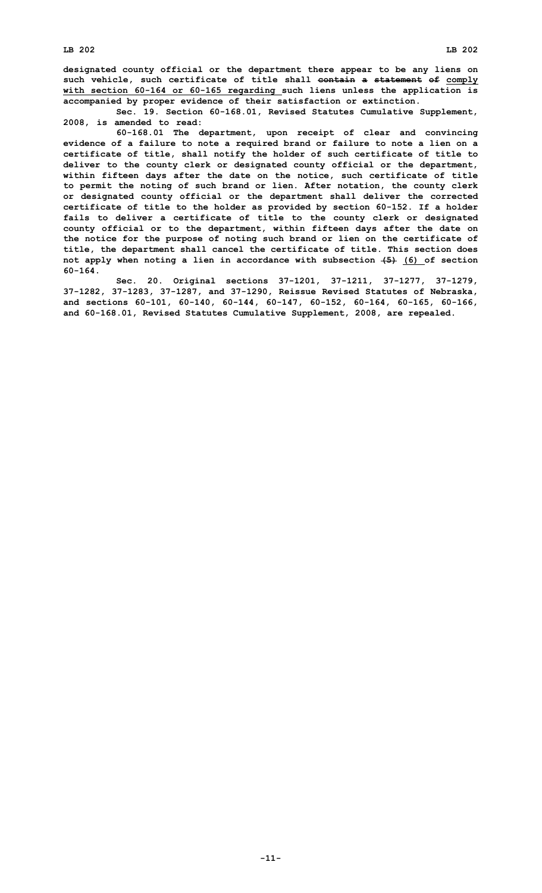designated county official or the department there appear to be any liens on such vehicle, such certificate of title shall ~~contain a statement of~~ comply with section 60-164 or 60-165 regarding such liens unless the application is accompanied by proper evidence of their satisfaction or extinction.

Sec. 19. Section 60-168.01, Revised Statutes Cumulative Supplement, 2008, is amended to read:

60-168.01 The department, upon receipt of clear and convincing evidence of a failure to note a required brand or failure to note a lien on a certificate of title, shall notify the holder of such certificate of title to deliver to the county clerk or designated county official or the department, within fifteen days after the date on the notice, such certificate of title to permit the noting of such brand or lien. After notation, the county clerk or designated county official or the department shall deliver the corrected certificate of title to the holder as provided by section 60-152. If a holder fails to deliver a certificate of title to the county clerk or designated county official or to the department, within fifteen days after the date on the notice for the purpose of noting such brand or lien on the certificate of title, the department shall cancel the certificate of title. This section does not apply when noting a lien in accordance with subsection ~~(5)~~ (6) of section 60-164.

Sec. 20. Original sections 37-1201, 37-1211, 37-1277, 37-1279, 37-1282, 37-1283, 37-1287, and 37-1290, Reissue Revised Statutes of Nebraska, and sections 60-101, 60-140, 60-144, 60-147, 60-152, 60-164, 60-165, 60-166, and 60-168.01, Revised Statutes Cumulative Supplement, 2008, are repealed.